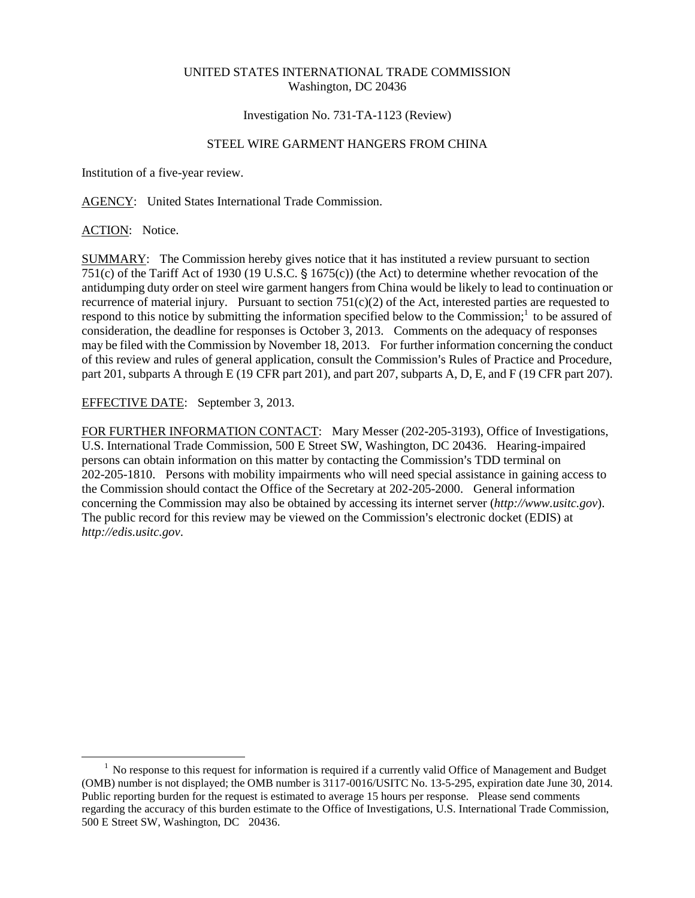UNITED STATES INTERNATIONAL TRADE COMMISSION
Washington, DC 20436

Investigation No. 731-TA-1123 (Review)

STEEL WIRE GARMENT HANGERS FROM CHINA

Institution of a five-year review.

AGENCY: United States International Trade Commission.

ACTION: Notice.

SUMMARY: The Commission hereby gives notice that it has instituted a review pursuant to section 751(c) of the Tariff Act of 1930 (19 U.S.C. § 1675(c)) (the Act) to determine whether revocation of the antidumping duty order on steel wire garment hangers from China would be likely to lead to continuation or recurrence of material injury. Pursuant to section 751(c)(2) of the Act, interested parties are requested to respond to this notice by submitting the information specified below to the Commission;[1] to be assured of consideration, the deadline for responses is October 3, 2013. Comments on the adequacy of responses may be filed with the Commission by November 18, 2013. For further information concerning the conduct of this review and rules of general application, consult the Commission's Rules of Practice and Procedure, part 201, subparts A through E (19 CFR part 201), and part 207, subparts A, D, E, and F (19 CFR part 207).

EFFECTIVE DATE: September 3, 2013.

FOR FURTHER INFORMATION CONTACT: Mary Messer (202-205-3193), Office of Investigations, U.S. International Trade Commission, 500 E Street SW, Washington, DC 20436. Hearing-impaired persons can obtain information on this matter by contacting the Commission's TDD terminal on 202-205-1810. Persons with mobility impairments who will need special assistance in gaining access to the Commission should contact the Office of the Secretary at 202-205-2000. General information concerning the Commission may also be obtained by accessing its internet server (*http://www.usitc.gov*). The public record for this review may be viewed on the Commission's electronic docket (EDIS) at *http://edis.usitc.gov*.

---

[1] No response to this request for information is required if a currently valid Office of Management and Budget (OMB) number is not displayed; the OMB number is 3117-0016/USITC No. 13-5-295, expiration date June 30, 2014. Public reporting burden for the request is estimated to average 15 hours per response. Please send comments regarding the accuracy of this burden estimate to the Office of Investigations, U.S. International Trade Commission, 500 E Street SW, Washington, DC 20436.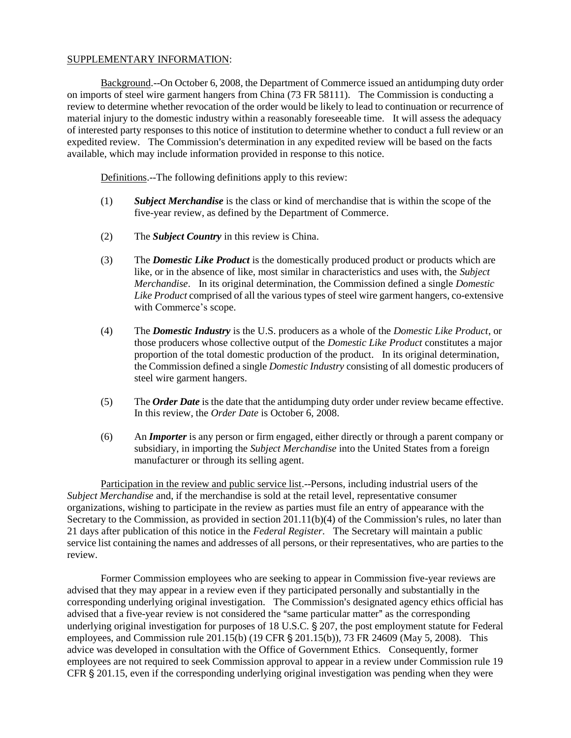SUPPLEMENTARY INFORMATION:

Background.--On October 6, 2008, the Department of Commerce issued an antidumping duty order on imports of steel wire garment hangers from China (73 FR 58111). The Commission is conducting a review to determine whether revocation of the order would be likely to lead to continuation or recurrence of material injury to the domestic industry within a reasonably foreseeable time. It will assess the adequacy of interested party responses to this notice of institution to determine whether to conduct a full review or an expedited review. The Commission's determination in any expedited review will be based on the facts available, which may include information provided in response to this notice.

Definitions.--The following definitions apply to this review:

(1) ***Subject Merchandise*** is the class or kind of merchandise that is within the scope of the five-year review, as defined by the Department of Commerce.

(2) The ***Subject Country*** in this review is China.

(3) The ***Domestic Like Product*** is the domestically produced product or products which are like, or in the absence of like, most similar in characteristics and uses with, the *Subject Merchandise*. In its original determination, the Commission defined a single *Domestic Like Product* comprised of all the various types of steel wire garment hangers, co-extensive with Commerce's scope.

(4) The ***Domestic Industry*** is the U.S. producers as a whole of the *Domestic Like Product*, or those producers whose collective output of the *Domestic Like Product* constitutes a major proportion of the total domestic production of the product. In its original determination, the Commission defined a single *Domestic Industry* consisting of all domestic producers of steel wire garment hangers.

(5) The ***Order Date*** is the date that the antidumping duty order under review became effective. In this review, the *Order Date* is October 6, 2008.

(6) An ***Importer*** is any person or firm engaged, either directly or through a parent company or subsidiary, in importing the *Subject Merchandise* into the United States from a foreign manufacturer or through its selling agent.

Participation in the review and public service list.--Persons, including industrial users of the *Subject Merchandise* and, if the merchandise is sold at the retail level, representative consumer organizations, wishing to participate in the review as parties must file an entry of appearance with the Secretary to the Commission, as provided in section 201.11(b)(4) of the Commission's rules, no later than 21 days after publication of this notice in the *Federal Register*. The Secretary will maintain a public service list containing the names and addresses of all persons, or their representatives, who are parties to the review.

Former Commission employees who are seeking to appear in Commission five-year reviews are advised that they may appear in a review even if they participated personally and substantially in the corresponding underlying original investigation. The Commission's designated agency ethics official has advised that a five-year review is not considered the "same particular matter" as the corresponding underlying original investigation for purposes of 18 U.S.C. § 207, the post employment statute for Federal employees, and Commission rule 201.15(b) (19 CFR § 201.15(b)), 73 FR 24609 (May 5, 2008). This advice was developed in consultation with the Office of Government Ethics. Consequently, former employees are not required to seek Commission approval to appear in a review under Commission rule 19 CFR § 201.15, even if the corresponding underlying original investigation was pending when they were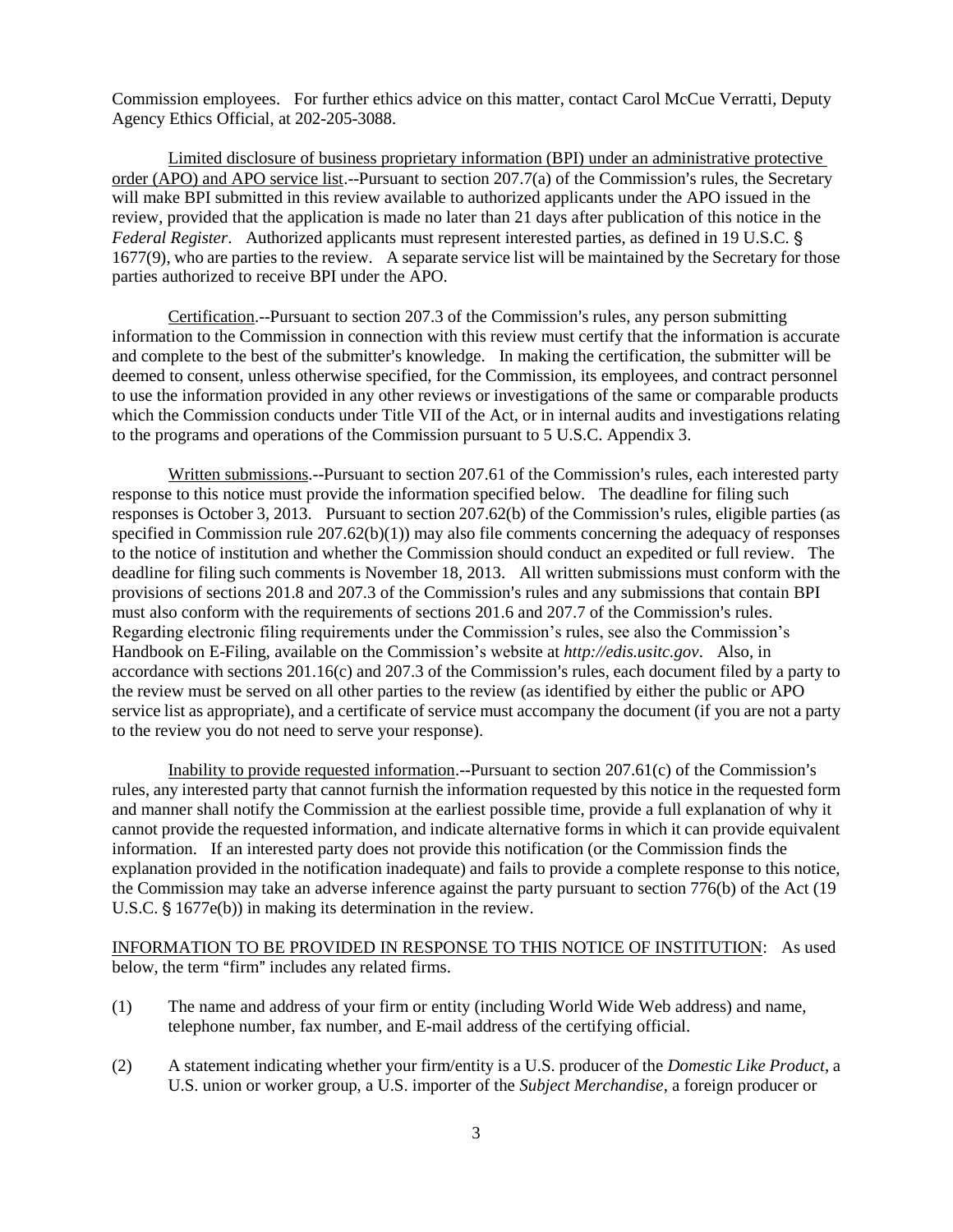Commission employees. For further ethics advice on this matter, contact Carol McCue Verratti, Deputy Agency Ethics Official, at 202-205-3088.

Limited disclosure of business proprietary information (BPI) under an administrative protective order (APO) and APO service list.--Pursuant to section 207.7(a) of the Commission's rules, the Secretary will make BPI submitted in this review available to authorized applicants under the APO issued in the review, provided that the application is made no later than 21 days after publication of this notice in the *Federal Register*. Authorized applicants must represent interested parties, as defined in 19 U.S.C. § 1677(9), who are parties to the review. A separate service list will be maintained by the Secretary for those parties authorized to receive BPI under the APO.

Certification.--Pursuant to section 207.3 of the Commission's rules, any person submitting information to the Commission in connection with this review must certify that the information is accurate and complete to the best of the submitter's knowledge. In making the certification, the submitter will be deemed to consent, unless otherwise specified, for the Commission, its employees, and contract personnel to use the information provided in any other reviews or investigations of the same or comparable products which the Commission conducts under Title VII of the Act, or in internal audits and investigations relating to the programs and operations of the Commission pursuant to 5 U.S.C. Appendix 3.

Written submissions.--Pursuant to section 207.61 of the Commission's rules, each interested party response to this notice must provide the information specified below. The deadline for filing such responses is October 3, 2013. Pursuant to section 207.62(b) of the Commission's rules, eligible parties (as specified in Commission rule 207.62(b)(1)) may also file comments concerning the adequacy of responses to the notice of institution and whether the Commission should conduct an expedited or full review. The deadline for filing such comments is November 18, 2013. All written submissions must conform with the provisions of sections 201.8 and 207.3 of the Commission's rules and any submissions that contain BPI must also conform with the requirements of sections 201.6 and 207.7 of the Commission's rules. Regarding electronic filing requirements under the Commission's rules, see also the Commission's Handbook on E-Filing, available on the Commission's website at *http://edis.usitc.gov*. Also, in accordance with sections 201.16(c) and 207.3 of the Commission's rules, each document filed by a party to the review must be served on all other parties to the review (as identified by either the public or APO service list as appropriate), and a certificate of service must accompany the document (if you are not a party to the review you do not need to serve your response).

Inability to provide requested information.--Pursuant to section 207.61(c) of the Commission's rules, any interested party that cannot furnish the information requested by this notice in the requested form and manner shall notify the Commission at the earliest possible time, provide a full explanation of why it cannot provide the requested information, and indicate alternative forms in which it can provide equivalent information. If an interested party does not provide this notification (or the Commission finds the explanation provided in the notification inadequate) and fails to provide a complete response to this notice, the Commission may take an adverse inference against the party pursuant to section 776(b) of the Act (19 U.S.C. § 1677e(b)) in making its determination in the review.

INFORMATION TO BE PROVIDED IN RESPONSE TO THIS NOTICE OF INSTITUTION: As used below, the term "firm" includes any related firms.

(1) The name and address of your firm or entity (including World Wide Web address) and name, telephone number, fax number, and E-mail address of the certifying official.

(2) A statement indicating whether your firm/entity is a U.S. producer of the *Domestic Like Product*, a U.S. union or worker group, a U.S. importer of the *Subject Merchandise*, a foreign producer or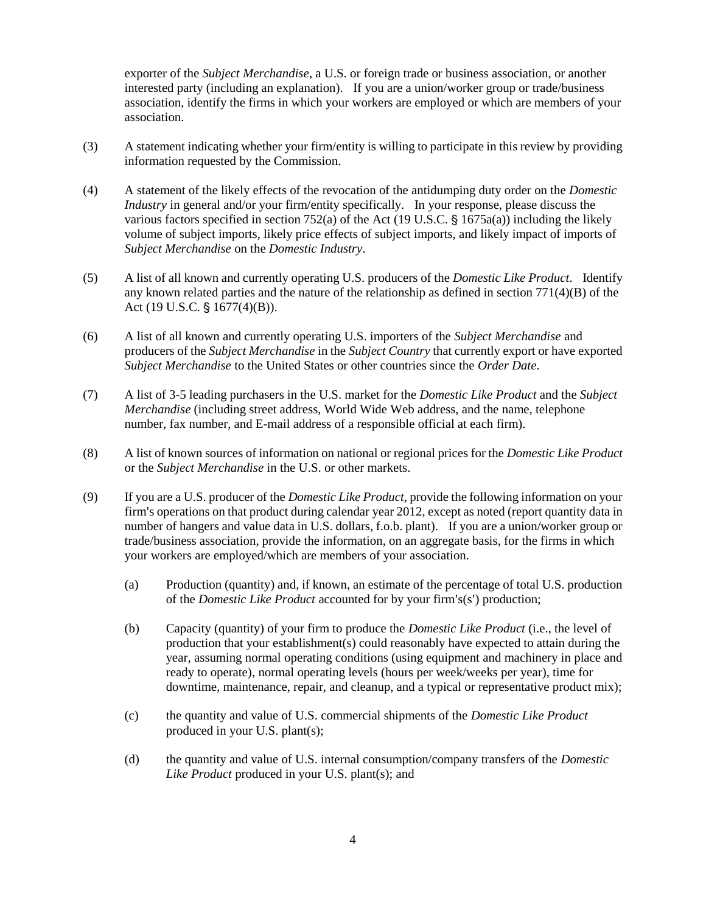exporter of the *Subject Merchandise*, a U.S. or foreign trade or business association, or another interested party (including an explanation). If you are a union/worker group or trade/business association, identify the firms in which your workers are employed or which are members of your association.

(3) A statement indicating whether your firm/entity is willing to participate in this review by providing information requested by the Commission.

(4) A statement of the likely effects of the revocation of the antidumping duty order on the *Domestic Industry* in general and/or your firm/entity specifically. In your response, please discuss the various factors specified in section 752(a) of the Act (19 U.S.C. § 1675a(a)) including the likely volume of subject imports, likely price effects of subject imports, and likely impact of imports of *Subject Merchandise* on the *Domestic Industry*.

(5) A list of all known and currently operating U.S. producers of the *Domestic Like Product*. Identify any known related parties and the nature of the relationship as defined in section 771(4)(B) of the Act (19 U.S.C. § 1677(4)(B)).

(6) A list of all known and currently operating U.S. importers of the *Subject Merchandise* and producers of the *Subject Merchandise* in the *Subject Country* that currently export or have exported *Subject Merchandise* to the United States or other countries since the *Order Date*.

(7) A list of 3-5 leading purchasers in the U.S. market for the *Domestic Like Product* and the *Subject Merchandise* (including street address, World Wide Web address, and the name, telephone number, fax number, and E-mail address of a responsible official at each firm).

(8) A list of known sources of information on national or regional prices for the *Domestic Like Product* or the *Subject Merchandise* in the U.S. or other markets.

(9) If you are a U.S. producer of the *Domestic Like Product*, provide the following information on your firm's operations on that product during calendar year 2012, except as noted (report quantity data in number of hangers and value data in U.S. dollars, f.o.b. plant). If you are a union/worker group or trade/business association, provide the information, on an aggregate basis, for the firms in which your workers are employed/which are members of your association.

(a) Production (quantity) and, if known, an estimate of the percentage of total U.S. production of the *Domestic Like Product* accounted for by your firm's(s') production;

(b) Capacity (quantity) of your firm to produce the *Domestic Like Product* (i.e., the level of production that your establishment(s) could reasonably have expected to attain during the year, assuming normal operating conditions (using equipment and machinery in place and ready to operate), normal operating levels (hours per week/weeks per year), time for downtime, maintenance, repair, and cleanup, and a typical or representative product mix);

(c) the quantity and value of U.S. commercial shipments of the *Domestic Like Product* produced in your U.S. plant(s);

(d) the quantity and value of U.S. internal consumption/company transfers of the *Domestic Like Product* produced in your U.S. plant(s); and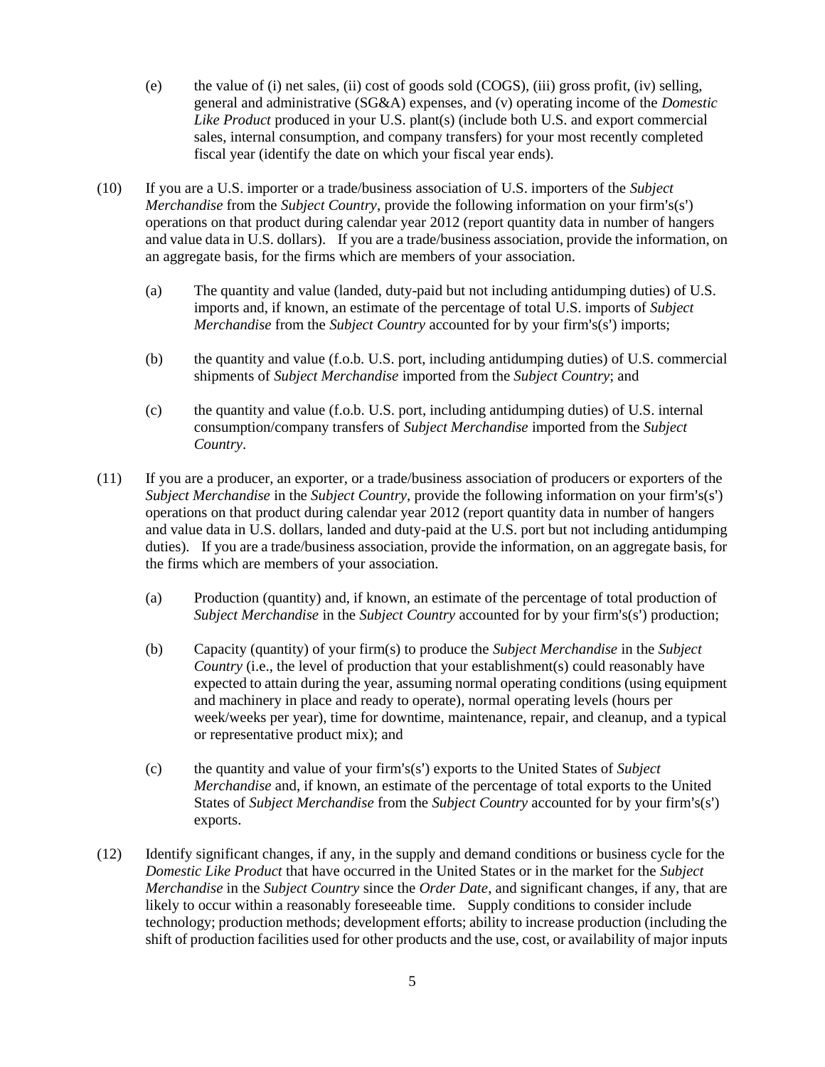(e) the value of (i) net sales, (ii) cost of goods sold (COGS), (iii) gross profit, (iv) selling, general and administrative (SG&A) expenses, and (v) operating income of the *Domestic Like Product* produced in your U.S. plant(s) (include both U.S. and export commercial sales, internal consumption, and company transfers) for your most recently completed fiscal year (identify the date on which your fiscal year ends).

(10) If you are a U.S. importer or a trade/business association of U.S. importers of the *Subject Merchandise* from the *Subject Country*, provide the following information on your firm's(s') operations on that product during calendar year 2012 (report quantity data in number of hangers and value data in U.S. dollars). If you are a trade/business association, provide the information, on an aggregate basis, for the firms which are members of your association.

(a) The quantity and value (landed, duty-paid but not including antidumping duties) of U.S. imports and, if known, an estimate of the percentage of total U.S. imports of *Subject Merchandise* from the *Subject Country* accounted for by your firm's(s') imports;

(b) the quantity and value (f.o.b. U.S. port, including antidumping duties) of U.S. commercial shipments of *Subject Merchandise* imported from the *Subject Country*; and

(c) the quantity and value (f.o.b. U.S. port, including antidumping duties) of U.S. internal consumption/company transfers of *Subject Merchandise* imported from the *Subject Country*.

(11) If you are a producer, an exporter, or a trade/business association of producers or exporters of the *Subject Merchandise* in the *Subject Country*, provide the following information on your firm's(s') operations on that product during calendar year 2012 (report quantity data in number of hangers and value data in U.S. dollars, landed and duty-paid at the U.S. port but not including antidumping duties). If you are a trade/business association, provide the information, on an aggregate basis, for the firms which are members of your association.

(a) Production (quantity) and, if known, an estimate of the percentage of total production of *Subject Merchandise* in the *Subject Country* accounted for by your firm's(s') production;

(b) Capacity (quantity) of your firm(s) to produce the *Subject Merchandise* in the *Subject Country* (i.e., the level of production that your establishment(s) could reasonably have expected to attain during the year, assuming normal operating conditions (using equipment and machinery in place and ready to operate), normal operating levels (hours per week/weeks per year), time for downtime, maintenance, repair, and cleanup, and a typical or representative product mix); and

(c) the quantity and value of your firm's(s') exports to the United States of *Subject Merchandise* and, if known, an estimate of the percentage of total exports to the United States of *Subject Merchandise* from the *Subject Country* accounted for by your firm's(s') exports.

(12) Identify significant changes, if any, in the supply and demand conditions or business cycle for the *Domestic Like Product* that have occurred in the United States or in the market for the *Subject Merchandise* in the *Subject Country* since the *Order Date*, and significant changes, if any, that are likely to occur within a reasonably foreseeable time. Supply conditions to consider include technology; production methods; development efforts; ability to increase production (including the shift of production facilities used for other products and the use, cost, or availability of major inputs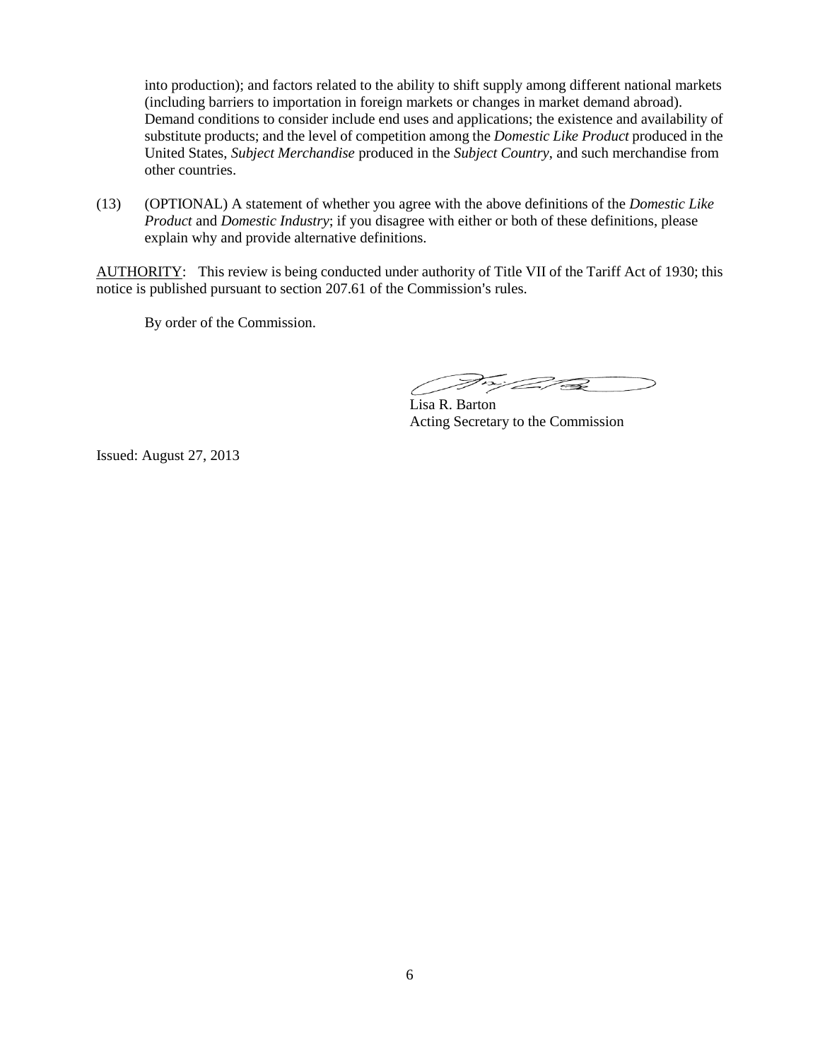into production); and factors related to the ability to shift supply among different national markets (including barriers to importation in foreign markets or changes in market demand abroad). Demand conditions to consider include end uses and applications; the existence and availability of substitute products; and the level of competition among the *Domestic Like Product* produced in the United States, *Subject Merchandise* produced in the *Subject Country*, and such merchandise from other countries.

(13) (OPTIONAL) A statement of whether you agree with the above definitions of the *Domestic Like Product* and *Domestic Industry*; if you disagree with either or both of these definitions, please explain why and provide alternative definitions.

AUTHORITY: This review is being conducted under authority of Title VII of the Tariff Act of 1930; this notice is published pursuant to section 207.61 of the Commission's rules.

By order of the Commission.

Lisa R. Barton
Acting Secretary to the Commission

Issued: August 27, 2013